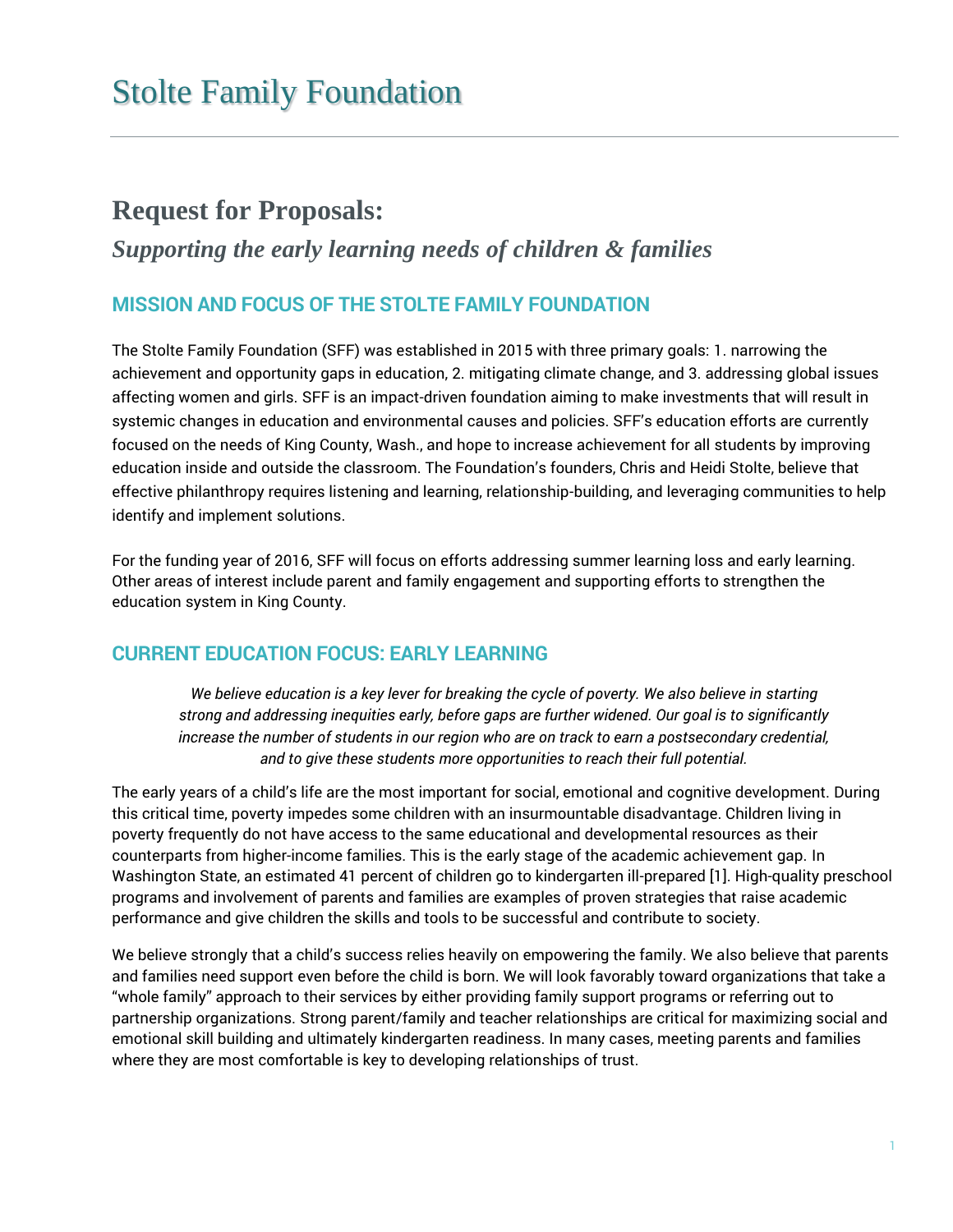# Stolte Family Foundation

## Request for Proposals:

### *Supporting the early learning needs of children & families*

## MISSION AND FOCUS OF THE STOLTE FAMILY FOUNDATION

The Stolte Family Foundation (SFF) was established in 2015 with three primary goals: 1. narrowing the achievement and opportunity gaps in education, 2. mitigating climate change, and 3. addressing global issues affecting women and girls. SFF is an impact-driven foundation aiming to make investments that will result in systemic changes in education and environmental causes and policies. SFF's education efforts are currently focused on the needs of King County, Wash., and hope to increase achievement for all students by improving education inside and outside the classroom. The Foundation's founders, Chris and Heidi Stolte, believe that effective philanthropy requires listening and learning, relationship-building, and leveraging communities to help identify and implement solutions.

For the funding year of 2016, SFF will focus on efforts addressing summer learning loss and early learning. Other areas of interest include parent and family engagement and supporting efforts to strengthen the education system in King County.

## CURRENT EDUCATION FOCUS: EARLY LEARNING

> *We believe education is a key lever for breaking the cycle of poverty. We also believe in starting strong and addressing inequities early, before gaps are further widened. Our goal is to significantly increase the number of students in our region who are on track to earn a postsecondary credential, and to give these students more opportunities to reach their full potential.*

The early years of a child's life are the most important for social, emotional and cognitive development. During this critical time, poverty impedes some children with an insurmountable disadvantage. Children living in poverty frequently do not have access to the same educational and developmental resources as their counterparts from higher-income families. This is the early stage of the academic achievement gap. In Washington State, an estimated 41 percent of children go to kindergarten ill-prepared [1]. High-quality preschool programs and involvement of parents and families are examples of proven strategies that raise academic performance and give children the skills and tools to be successful and contribute to society.

We believe strongly that a child's success relies heavily on empowering the family. We also believe that parents and families need support even before the child is born. We will look favorably toward organizations that take a "whole family" approach to their services by either providing family support programs or referring out to partnership organizations. Strong parent/family and teacher relationships are critical for maximizing social and emotional skill building and ultimately kindergarten readiness. In many cases, meeting parents and families where they are most comfortable is key to developing relationships of trust.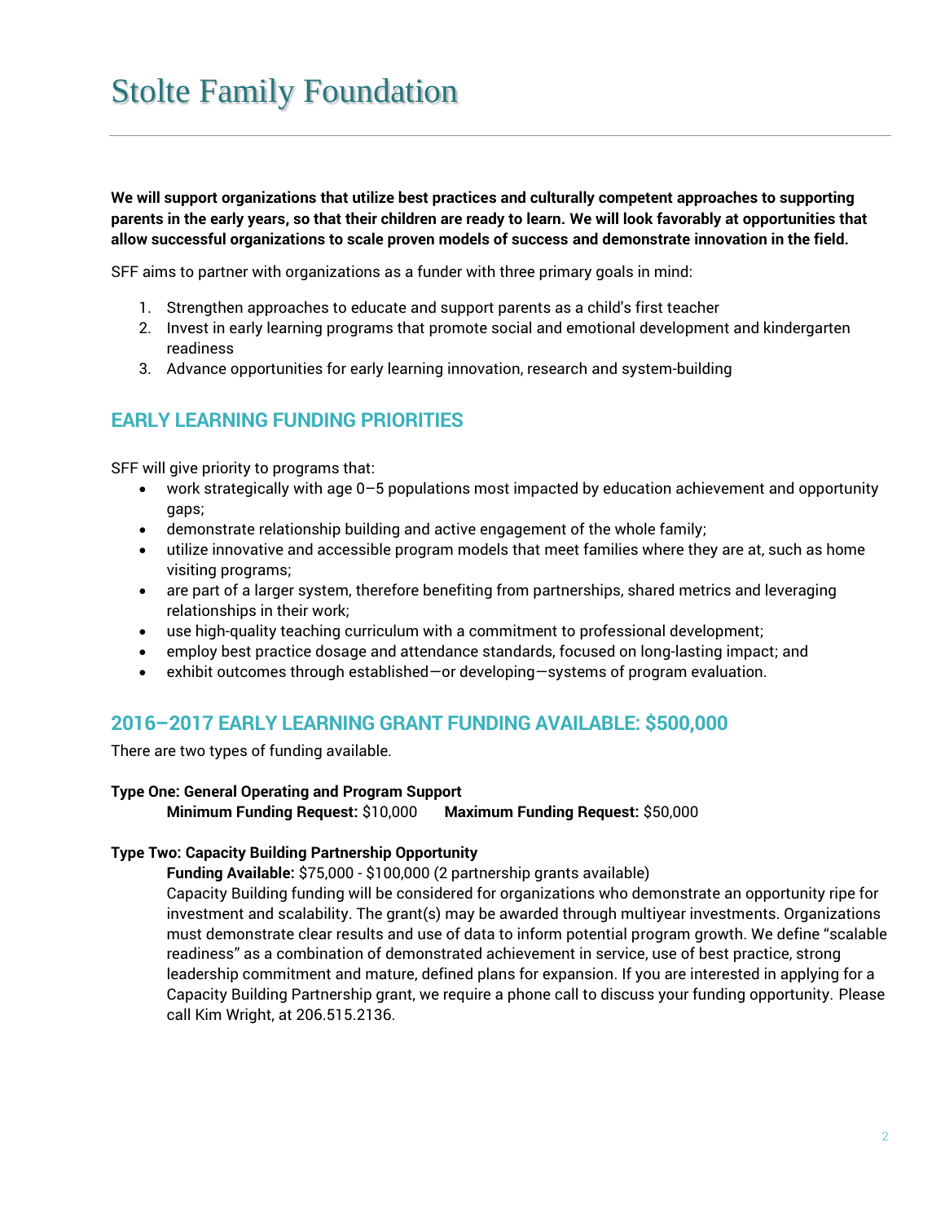# Stolte Family Foundation

**We will support organizations that utilize best practices and culturally competent approaches to supporting parents in the early years, so that their children are ready to learn. We will look favorably at opportunities that allow successful organizations to scale proven models of success and demonstrate innovation in the field.**

SFF aims to partner with organizations as a funder with three primary goals in mind:

1. Strengthen approaches to educate and support parents as a child's first teacher
2. Invest in early learning programs that promote social and emotional development and kindergarten readiness
3. Advance opportunities for early learning innovation, research and system-building

## EARLY LEARNING FUNDING PRIORITIES

SFF will give priority to programs that:

- work strategically with age 0–5 populations most impacted by education achievement and opportunity gaps;
- demonstrate relationship building and active engagement of the whole family;
- utilize innovative and accessible program models that meet families where they are at, such as home visiting programs;
- are part of a larger system, therefore benefiting from partnerships, shared metrics and leveraging relationships in their work;
- use high-quality teaching curriculum with a commitment to professional development;
- employ best practice dosage and attendance standards, focused on long-lasting impact; and
- exhibit outcomes through established—or developing—systems of program evaluation.

## 2016–2017 EARLY LEARNING GRANT FUNDING AVAILABLE: $500,000

There are two types of funding available.

**Type One: General Operating and Program Support**

**Minimum Funding Request:** $10,000 **Maximum Funding Request:** $50,000

**Type Two: Capacity Building Partnership Opportunity**

**Funding Available:** $75,000 - $100,000 (2 partnership grants available)

Capacity Building funding will be considered for organizations who demonstrate an opportunity ripe for investment and scalability. The grant(s) may be awarded through multiyear investments. Organizations must demonstrate clear results and use of data to inform potential program growth. We define "scalable readiness" as a combination of demonstrated achievement in service, use of best practice, strong leadership commitment and mature, defined plans for expansion. If you are interested in applying for a Capacity Building Partnership grant, we require a phone call to discuss your funding opportunity. Please call Kim Wright, at 206.515.2136.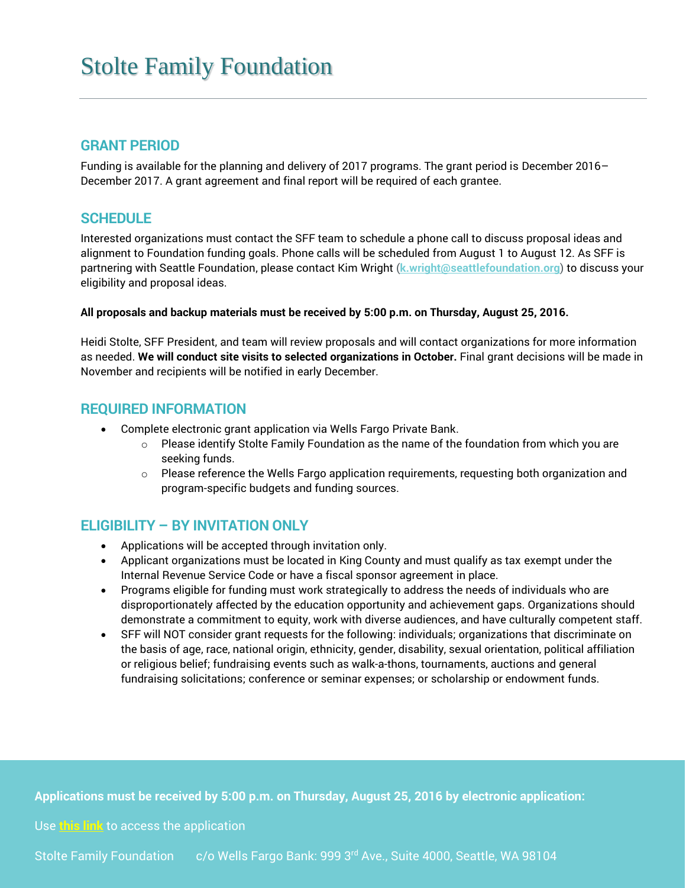# Stolte Family Foundation

## GRANT PERIOD

Funding is available for the planning and delivery of 2017 programs. The grant period is December 2016–December 2017. A grant agreement and final report will be required of each grantee.

## SCHEDULE

Interested organizations must contact the SFF team to schedule a phone call to discuss proposal ideas and alignment to Foundation funding goals. Phone calls will be scheduled from August 1 to August 12. As SFF is partnering with Seattle Foundation, please contact Kim Wright (k.wright@seattlefoundation.org) to discuss your eligibility and proposal ideas.

**All proposals and backup materials must be received by 5:00 p.m. on Thursday, August 25, 2016.**

Heidi Stolte, SFF President, and team will review proposals and will contact organizations for more information as needed. **We will conduct site visits to selected organizations in October.** Final grant decisions will be made in November and recipients will be notified in early December.

## REQUIRED INFORMATION

- Complete electronic grant application via Wells Fargo Private Bank.
  - Please identify Stolte Family Foundation as the name of the foundation from which you are seeking funds.
  - Please reference the Wells Fargo application requirements, requesting both organization and program-specific budgets and funding sources.

## ELIGIBILITY – BY INVITATION ONLY

- Applications will be accepted through invitation only.
- Applicant organizations must be located in King County and must qualify as tax exempt under the Internal Revenue Service Code or have a fiscal sponsor agreement in place.
- Programs eligible for funding must work strategically to address the needs of individuals who are disproportionately affected by the education opportunity and achievement gaps. Organizations should demonstrate a commitment to equity, work with diverse audiences, and have culturally competent staff.
- SFF will NOT consider grant requests for the following: individuals; organizations that discriminate on the basis of age, race, national origin, ethnicity, gender, disability, sexual orientation, political affiliation or religious belief; fundraising events such as walk-a-thons, tournaments, auctions and general fundraising solicitations; conference or seminar expenses; or scholarship or endowment funds.

**Applications must be received by 5:00 p.m. on Thursday, August 25, 2016 by electronic application:**

Use **this link** to access the application

Stolte Family Foundation c/o Wells Fargo Bank: 999 3rd Ave., Suite 4000, Seattle, WA 98104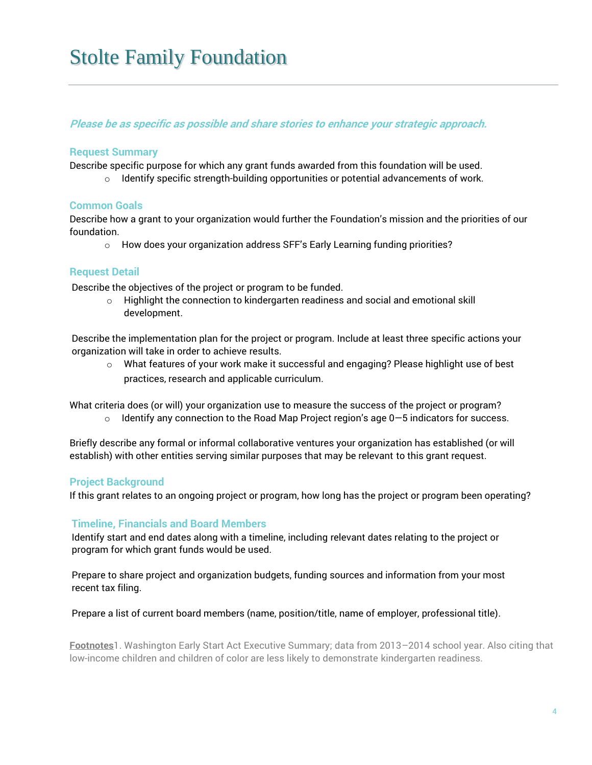# Stolte Family Foundation

***Please be as specific as possible and share stories to enhance your strategic approach.***

## Request Summary

Describe specific purpose for which any grant funds awarded from this foundation will be used.

- Identify specific strength-building opportunities or potential advancements of work.

## Common Goals

Describe how a grant to your organization would further the Foundation's mission and the priorities of our foundation.

- How does your organization address SFF's Early Learning funding priorities?

## Request Detail

Describe the objectives of the project or program to be funded.

- Highlight the connection to kindergarten readiness and social and emotional skill development.

Describe the implementation plan for the project or program. Include at least three specific actions your organization will take in order to achieve results.

- What features of your work make it successful and engaging? Please highlight use of best practices, research and applicable curriculum.

What criteria does (or will) your organization use to measure the success of the project or program?

- Identify any connection to the Road Map Project region's age 0—5 indicators for success.

Briefly describe any formal or informal collaborative ventures your organization has established (or will establish) with other entities serving similar purposes that may be relevant to this grant request.

## Project Background

If this grant relates to an ongoing project or program, how long has the project or program been operating?

## Timeline, Financials and Board Members

Identify start and end dates along with a timeline, including relevant dates relating to the project or program for which grant funds would be used.

Prepare to share project and organization budgets, funding sources and information from your most recent tax filing.

Prepare a list of current board members (name, position/title, name of employer, professional title).

**Footnotes** 1. Washington Early Start Act Executive Summary; data from 2013–2014 school year. Also citing that low-income children and children of color are less likely to demonstrate kindergarten readiness.